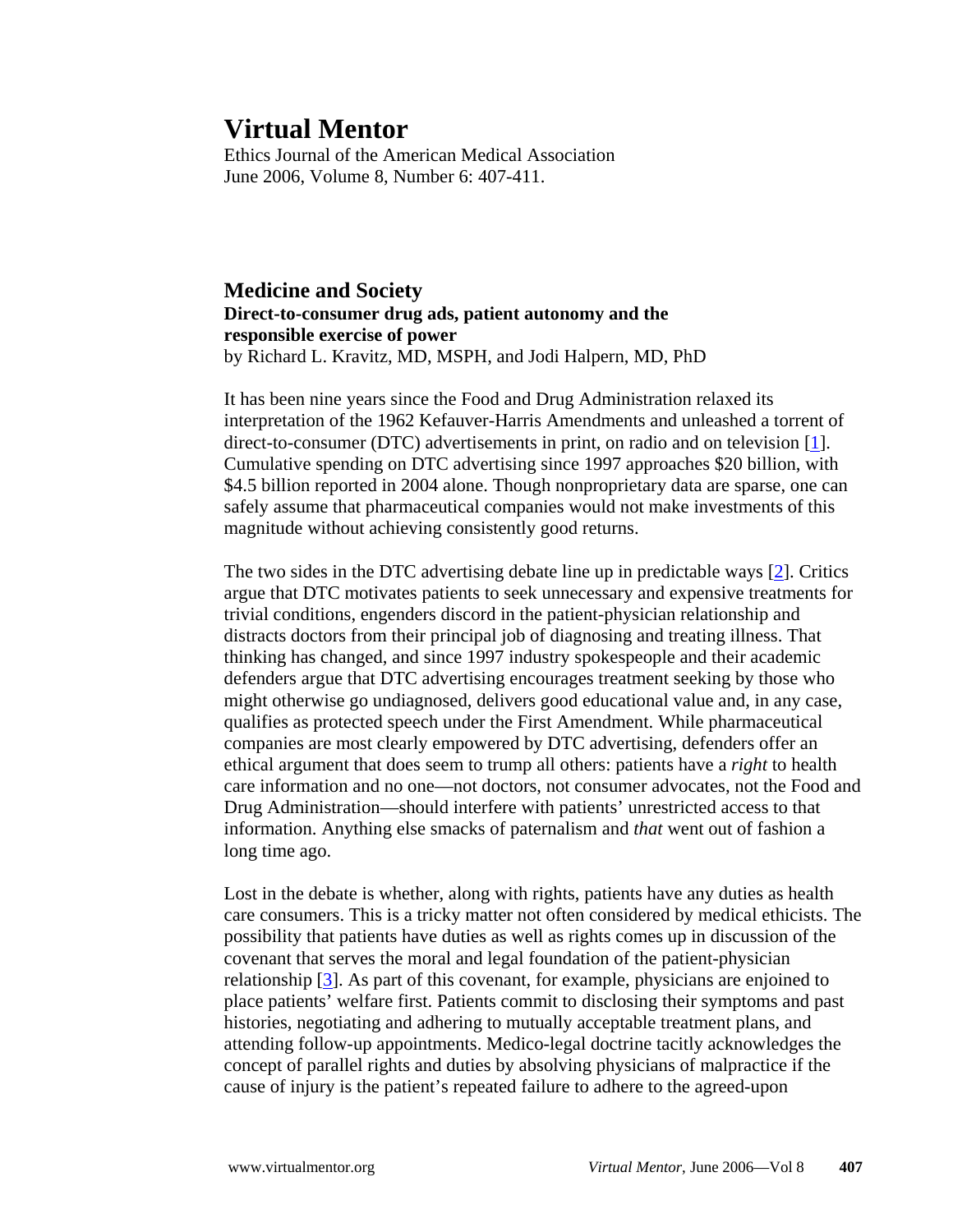# Virtual Mentor

Ethics Journal of the American Medical Association
June 2006, Volume 8, Number 6: 407-411.

## Medicine and Society

**Direct-to-consumer drug ads, patient autonomy and the responsible exercise of power**

by Richard L. Kravitz, MD, MSPH, and Jodi Halpern, MD, PhD

It has been nine years since the Food and Drug Administration relaxed its interpretation of the 1962 Kefauver-Harris Amendments and unleashed a torrent of direct-to-consumer (DTC) advertisements in print, on radio and on television [1]. Cumulative spending on DTC advertising since 1997 approaches $20 billion, with $4.5 billion reported in 2004 alone. Though nonproprietary data are sparse, one can safely assume that pharmaceutical companies would not make investments of this magnitude without achieving consistently good returns.

The two sides in the DTC advertising debate line up in predictable ways [2]. Critics argue that DTC motivates patients to seek unnecessary and expensive treatments for trivial conditions, engenders discord in the patient-physician relationship and distracts doctors from their principal job of diagnosing and treating illness. That thinking has changed, and since 1997 industry spokespeople and their academic defenders argue that DTC advertising encourages treatment seeking by those who might otherwise go undiagnosed, delivers good educational value and, in any case, qualifies as protected speech under the First Amendment. While pharmaceutical companies are most clearly empowered by DTC advertising, defenders offer an ethical argument that does seem to trump all others: patients have a *right* to health care information and no one—not doctors, not consumer advocates, not the Food and Drug Administration—should interfere with patients' unrestricted access to that information. Anything else smacks of paternalism and *that* went out of fashion a long time ago.

Lost in the debate is whether, along with rights, patients have any duties as health care consumers. This is a tricky matter not often considered by medical ethicists. The possibility that patients have duties as well as rights comes up in discussion of the covenant that serves the moral and legal foundation of the patient-physician relationship [3]. As part of this covenant, for example, physicians are enjoined to place patients' welfare first. Patients commit to disclosing their symptoms and past histories, negotiating and adhering to mutually acceptable treatment plans, and attending follow-up appointments. Medico-legal doctrine tacitly acknowledges the concept of parallel rights and duties by absolving physicians of malpractice if the cause of injury is the patient's repeated failure to adhere to the agreed-upon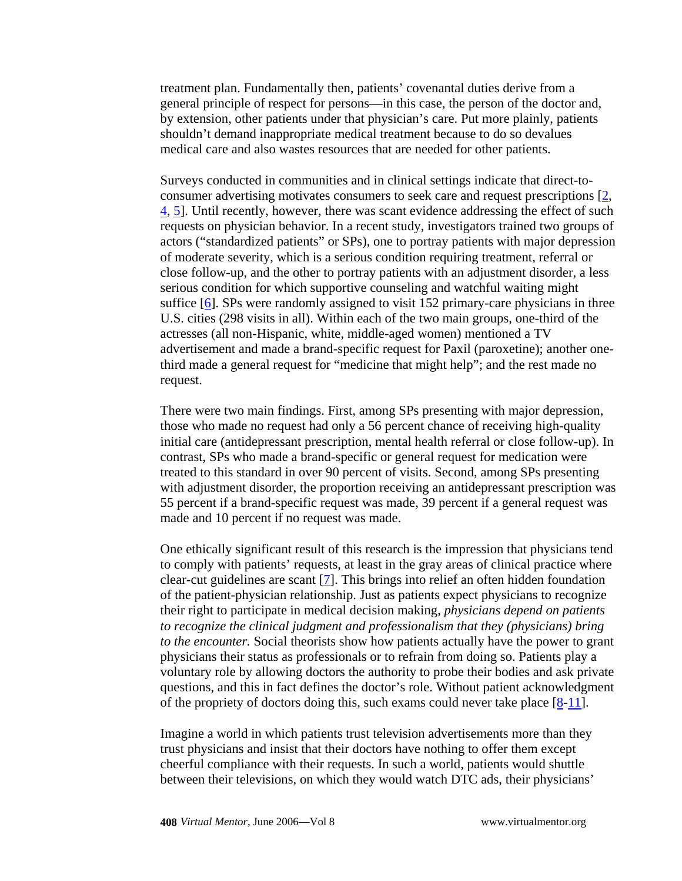treatment plan. Fundamentally then, patients' covenantal duties derive from a general principle of respect for persons—in this case, the person of the doctor and, by extension, other patients under that physician's care. Put more plainly, patients shouldn't demand inappropriate medical treatment because to do so devalues medical care and also wastes resources that are needed for other patients.

Surveys conducted in communities and in clinical settings indicate that direct-to-consumer advertising motivates consumers to seek care and request prescriptions [2, 4, 5]. Until recently, however, there was scant evidence addressing the effect of such requests on physician behavior. In a recent study, investigators trained two groups of actors ("standardized patients" or SPs), one to portray patients with major depression of moderate severity, which is a serious condition requiring treatment, referral or close follow-up, and the other to portray patients with an adjustment disorder, a less serious condition for which supportive counseling and watchful waiting might suffice [6]. SPs were randomly assigned to visit 152 primary-care physicians in three U.S. cities (298 visits in all). Within each of the two main groups, one-third of the actresses (all non-Hispanic, white, middle-aged women) mentioned a TV advertisement and made a brand-specific request for Paxil (paroxetine); another one-third made a general request for "medicine that might help"; and the rest made no request.

There were two main findings. First, among SPs presenting with major depression, those who made no request had only a 56 percent chance of receiving high-quality initial care (antidepressant prescription, mental health referral or close follow-up). In contrast, SPs who made a brand-specific or general request for medication were treated to this standard in over 90 percent of visits. Second, among SPs presenting with adjustment disorder, the proportion receiving an antidepressant prescription was 55 percent if a brand-specific request was made, 39 percent if a general request was made and 10 percent if no request was made.

One ethically significant result of this research is the impression that physicians tend to comply with patients' requests, at least in the gray areas of clinical practice where clear-cut guidelines are scant [7]. This brings into relief an often hidden foundation of the patient-physician relationship. Just as patients expect physicians to recognize their right to participate in medical decision making, *physicians depend on patients to recognize the clinical judgment and professionalism that they (physicians) bring to the encounter.* Social theorists show how patients actually have the power to grant physicians their status as professionals or to refrain from doing so. Patients play a voluntary role by allowing doctors the authority to probe their bodies and ask private questions, and this in fact defines the doctor's role. Without patient acknowledgment of the propriety of doctors doing this, such exams could never take place [8-11].

Imagine a world in which patients trust television advertisements more than they trust physicians and insist that their doctors have nothing to offer them except cheerful compliance with their requests. In such a world, patients would shuttle between their televisions, on which they would watch DTC ads, their physicians'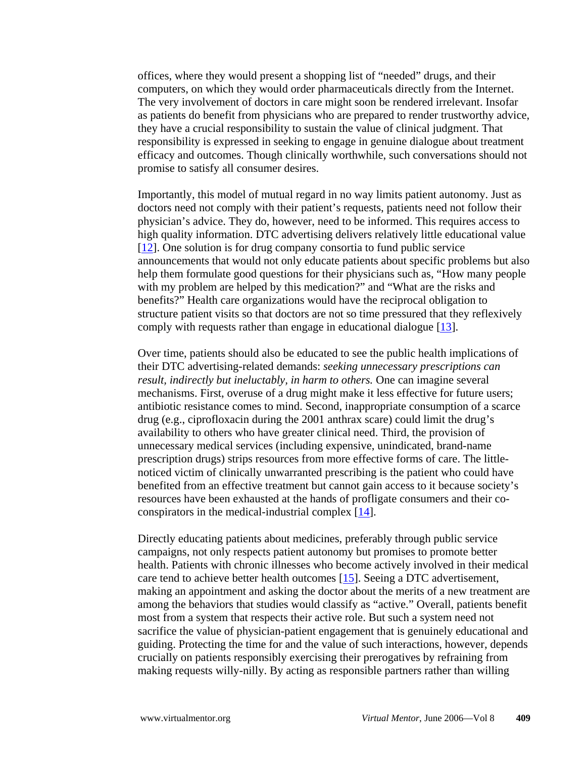offices, where they would present a shopping list of "needed" drugs, and their computers, on which they would order pharmaceuticals directly from the Internet. The very involvement of doctors in care might soon be rendered irrelevant. Insofar as patients do benefit from physicians who are prepared to render trustworthy advice, they have a crucial responsibility to sustain the value of clinical judgment. That responsibility is expressed in seeking to engage in genuine dialogue about treatment efficacy and outcomes. Though clinically worthwhile, such conversations should not promise to satisfy all consumer desires.

Importantly, this model of mutual regard in no way limits patient autonomy. Just as doctors need not comply with their patient's requests, patients need not follow their physician's advice. They do, however, need to be informed. This requires access to high quality information. DTC advertising delivers relatively little educational value [12]. One solution is for drug company consortia to fund public service announcements that would not only educate patients about specific problems but also help them formulate good questions for their physicians such as, "How many people with my problem are helped by this medication?" and "What are the risks and benefits?" Health care organizations would have the reciprocal obligation to structure patient visits so that doctors are not so time pressured that they reflexively comply with requests rather than engage in educational dialogue [13].

Over time, patients should also be educated to see the public health implications of their DTC advertising-related demands: *seeking unnecessary prescriptions can result, indirectly but ineluctably, in harm to others.* One can imagine several mechanisms. First, overuse of a drug might make it less effective for future users; antibiotic resistance comes to mind. Second, inappropriate consumption of a scarce drug (e.g., ciprofloxacin during the 2001 anthrax scare) could limit the drug's availability to others who have greater clinical need. Third, the provision of unnecessary medical services (including expensive, unindicated, brand-name prescription drugs) strips resources from more effective forms of care. The little-noticed victim of clinically unwarranted prescribing is the patient who could have benefited from an effective treatment but cannot gain access to it because society's resources have been exhausted at the hands of profligate consumers and their co-conspirators in the medical-industrial complex [14].

Directly educating patients about medicines, preferably through public service campaigns, not only respects patient autonomy but promises to promote better health. Patients with chronic illnesses who become actively involved in their medical care tend to achieve better health outcomes [15]. Seeing a DTC advertisement, making an appointment and asking the doctor about the merits of a new treatment are among the behaviors that studies would classify as "active." Overall, patients benefit most from a system that respects their active role. But such a system need not sacrifice the value of physician-patient engagement that is genuinely educational and guiding. Protecting the time for and the value of such interactions, however, depends crucially on patients responsibly exercising their prerogatives by refraining from making requests willy-nilly. By acting as responsible partners rather than willing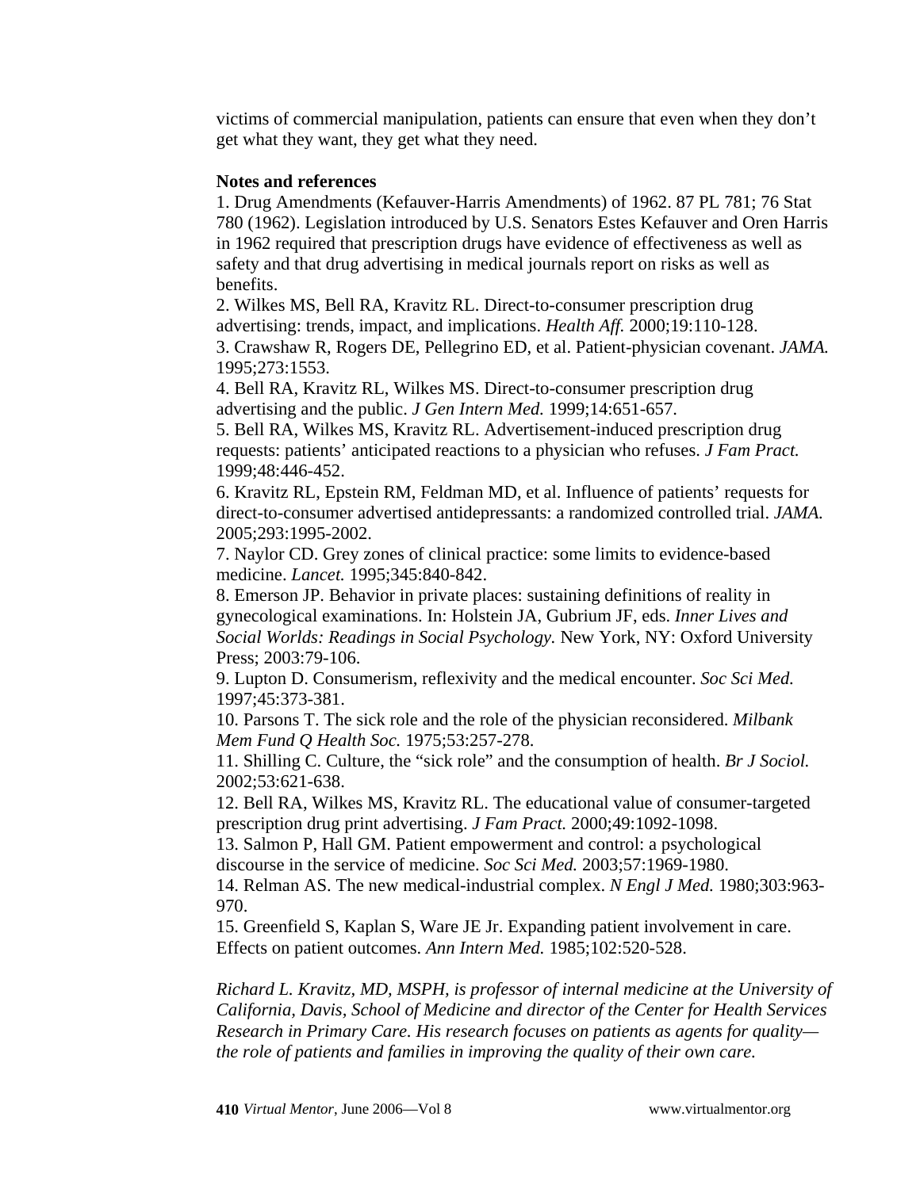victims of commercial manipulation, patients can ensure that even when they don't get what they want, they get what they need.

**Notes and references**

1. Drug Amendments (Kefauver-Harris Amendments) of 1962. 87 PL 781; 76 Stat 780 (1962). Legislation introduced by U.S. Senators Estes Kefauver and Oren Harris in 1962 required that prescription drugs have evidence of effectiveness as well as safety and that drug advertising in medical journals report on risks as well as benefits.
2. Wilkes MS, Bell RA, Kravitz RL. Direct-to-consumer prescription drug advertising: trends, impact, and implications. *Health Aff.* 2000;19:110-128.
3. Crawshaw R, Rogers DE, Pellegrino ED, et al. Patient-physician covenant. *JAMA.* 1995;273:1553.
4. Bell RA, Kravitz RL, Wilkes MS. Direct-to-consumer prescription drug advertising and the public. *J Gen Intern Med.* 1999;14:651-657.
5. Bell RA, Wilkes MS, Kravitz RL. Advertisement-induced prescription drug requests: patients' anticipated reactions to a physician who refuses. *J Fam Pract.* 1999;48:446-452.
6. Kravitz RL, Epstein RM, Feldman MD, et al. Influence of patients' requests for direct-to-consumer advertised antidepressants: a randomized controlled trial. *JAMA.* 2005;293:1995-2002.
7. Naylor CD. Grey zones of clinical practice: some limits to evidence-based medicine. *Lancet.* 1995;345:840-842.
8. Emerson JP. Behavior in private places: sustaining definitions of reality in gynecological examinations. In: Holstein JA, Gubrium JF, eds. *Inner Lives and Social Worlds: Readings in Social Psychology.* New York, NY: Oxford University Press; 2003:79-106.
9. Lupton D. Consumerism, reflexivity and the medical encounter. *Soc Sci Med.* 1997;45:373-381.
10. Parsons T. The sick role and the role of the physician reconsidered. *Milbank Mem Fund Q Health Soc.* 1975;53:257-278.
11. Shilling C. Culture, the "sick role" and the consumption of health. *Br J Sociol.* 2002;53:621-638.
12. Bell RA, Wilkes MS, Kravitz RL. The educational value of consumer-targeted prescription drug print advertising. *J Fam Pract.* 2000;49:1092-1098.
13. Salmon P, Hall GM. Patient empowerment and control: a psychological discourse in the service of medicine. *Soc Sci Med.* 2003;57:1969-1980.
14. Relman AS. The new medical-industrial complex. *N Engl J Med.* 1980;303:963-970.
15. Greenfield S, Kaplan S, Ware JE Jr. Expanding patient involvement in care. Effects on patient outcomes. *Ann Intern Med.* 1985;102:520-528.

*Richard L. Kravitz, MD, MSPH, is professor of internal medicine at the University of California, Davis, School of Medicine and director of the Center for Health Services Research in Primary Care. His research focuses on patients as agents for quality—the role of patients and families in improving the quality of their own care.*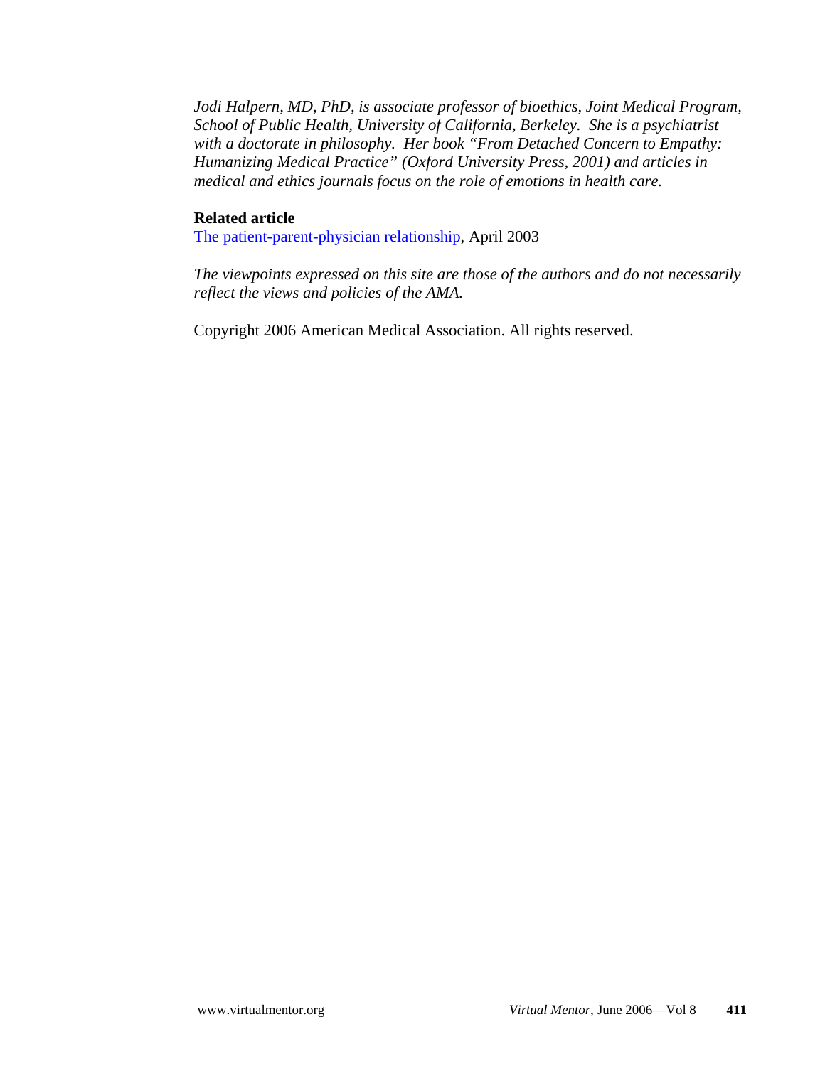*Jodi Halpern, MD, PhD, is associate professor of bioethics, Joint Medical Program, School of Public Health, University of California, Berkeley. She is a psychiatrist with a doctorate in philosophy. Her book "From Detached Concern to Empathy: Humanizing Medical Practice" (Oxford University Press, 2001) and articles in medical and ethics journals focus on the role of emotions in health care.*

**Related article**

The patient-parent-physician relationship, April 2003

*The viewpoints expressed on this site are those of the authors and do not necessarily reflect the views and policies of the AMA.*

Copyright 2006 American Medical Association. All rights reserved.